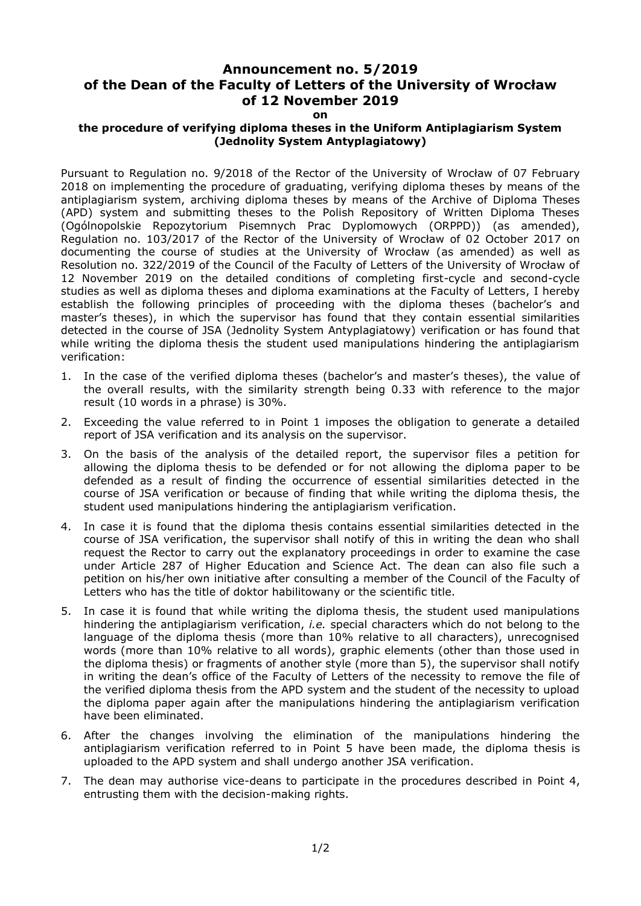# Announcement no. 5/2019 of the Dean of the Faculty of Letters of the University of Wrocław of 12 November 2019

**on**

**the procedure of verifying diploma theses in the Uniform Antiplagiarism System (Jednolity System Antyplagiatowy)**

Pursuant to Regulation no. 9/2018 of the Rector of the University of Wrocław of 07 February 2018 on implementing the procedure of graduating, verifying diploma theses by means of the antiplagiarism system, archiving diploma theses by means of the Archive of Diploma Theses (APD) system and submitting theses to the Polish Repository of Written Diploma Theses (Ogólnopolskie Repozytorium Pisemnych Prac Dyplomowych (ORPPD)) (as amended), Regulation no. 103/2017 of the Rector of the University of Wrocław of 02 October 2017 on documenting the course of studies at the University of Wrocław (as amended) as well as Resolution no. 322/2019 of the Council of the Faculty of Letters of the University of Wrocław of 12 November 2019 on the detailed conditions of completing first-cycle and second-cycle studies as well as diploma theses and diploma examinations at the Faculty of Letters, I hereby establish the following principles of proceeding with the diploma theses (bachelor's and master's theses), in which the supervisor has found that they contain essential similarities detected in the course of JSA (Jednolity System Antyplagiatowy) verification or has found that while writing the diploma thesis the student used manipulations hindering the antiplagiarism verification:

1. In the case of the verified diploma theses (bachelor's and master's theses), the value of the overall results, with the similarity strength being 0.33 with reference to the major result (10 words in a phrase) is 30%.
2. Exceeding the value referred to in Point 1 imposes the obligation to generate a detailed report of JSA verification and its analysis on the supervisor.
3. On the basis of the analysis of the detailed report, the supervisor files a petition for allowing the diploma thesis to be defended or for not allowing the diploma paper to be defended as a result of finding the occurrence of essential similarities detected in the course of JSA verification or because of finding that while writing the diploma thesis, the student used manipulations hindering the antiplagiarism verification.
4. In case it is found that the diploma thesis contains essential similarities detected in the course of JSA verification, the supervisor shall notify of this in writing the dean who shall request the Rector to carry out the explanatory proceedings in order to examine the case under Article 287 of Higher Education and Science Act. The dean can also file such a petition on his/her own initiative after consulting a member of the Council of the Faculty of Letters who has the title of doktor habilitowany or the scientific title.
5. In case it is found that while writing the diploma thesis, the student used manipulations hindering the antiplagiarism verification, *i.e.* special characters which do not belong to the language of the diploma thesis (more than 10% relative to all characters), unrecognised words (more than 10% relative to all words), graphic elements (other than those used in the diploma thesis) or fragments of another style (more than 5), the supervisor shall notify in writing the dean's office of the Faculty of Letters of the necessity to remove the file of the verified diploma thesis from the APD system and the student of the necessity to upload the diploma paper again after the manipulations hindering the antiplagiarism verification have been eliminated.
6. After the changes involving the elimination of the manipulations hindering the antiplagiarism verification referred to in Point 5 have been made, the diploma thesis is uploaded to the APD system and shall undergo another JSA verification.
7. The dean may authorise vice-deans to participate in the procedures described in Point 4, entrusting them with the decision-making rights.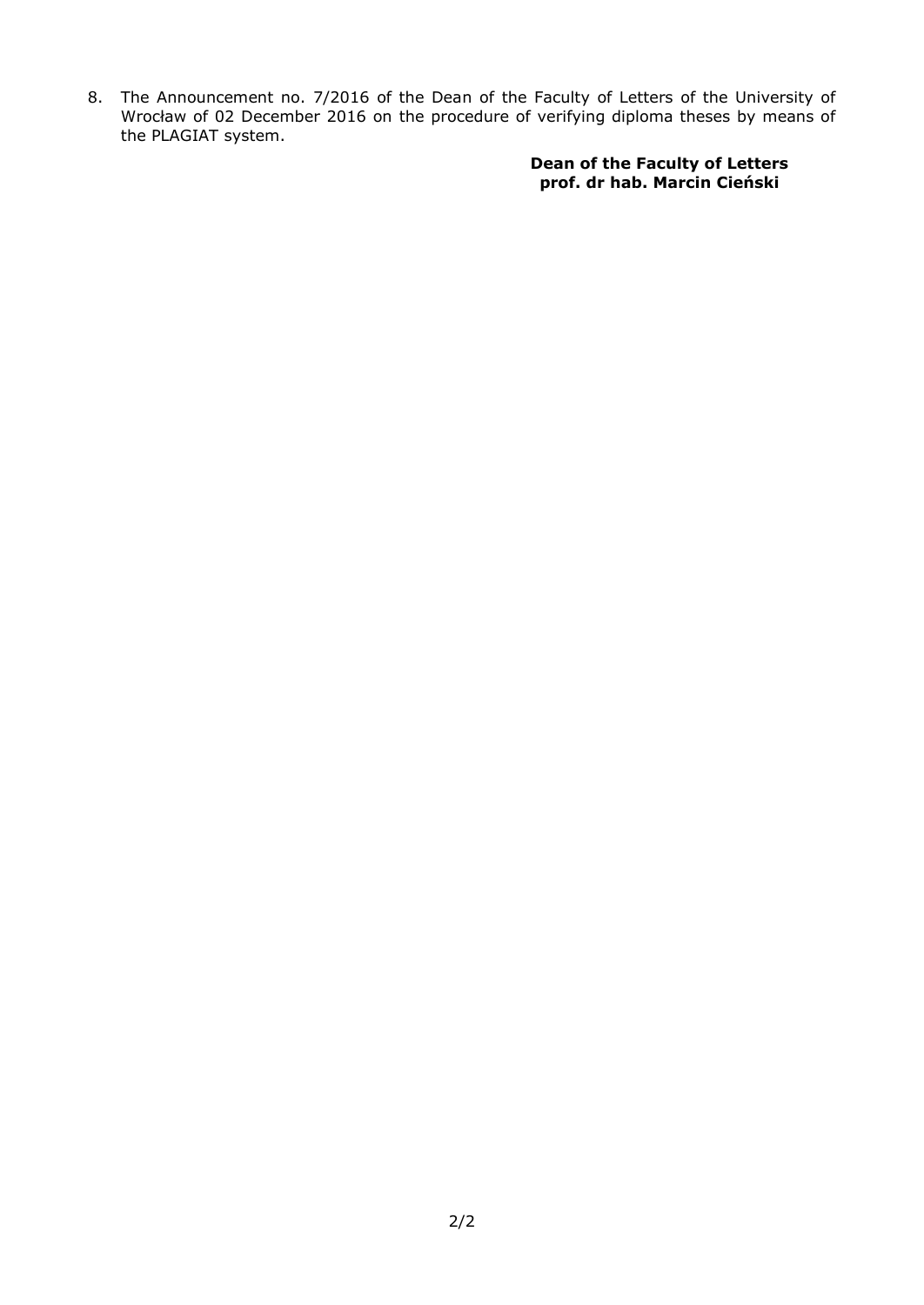8. The Announcement no. 7/2016 of the Dean of the Faculty of Letters of the University of Wrocław of 02 December 2016 on the procedure of verifying diploma theses by means of the PLAGIAT system.

**Dean of the Faculty of Letters**
**prof. dr hab. Marcin Cieński**